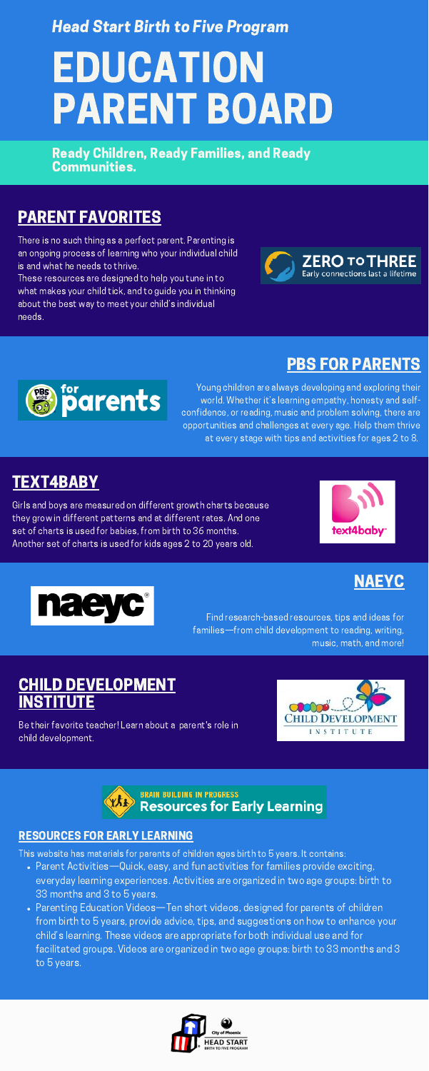*Head Start Birth to Five Program*

# EDUCATION PARENT BOARD

**Ready Children, Ready Families, and Ready Communities.**

## PARENT FAVORITES

There is no such thing as a perfect parent. Parenting is an ongoing process of learning who your individual child is and what he needs to thrive.

These resources are designed to help you tune in to what makes your child tick, and to guide you in thinking about the best way to meet your child's individual needs.

## PBS FOR PARENTS

Young children are always developing and exploring their world. Whether it's learning empathy, honesty and self-confidence, or reading, music and problem solving, there are opportunities and challenges at every age. Help them thrive at every stage with tips and activities for ages 2 to 8.

## TEXT4BABY

Girls and boys are measured on different growth charts because they grow in different patterns and at different rates. And one set of charts is used for babies, from birth to 36 months. Another set of charts is used for kids ages 2 to 20 years old.

## NAEYC

Find research-based resources, tips and ideas for families—from child development to reading, writing, music, math, and more!

## CHILD DEVELOPMENT INSTITUTE

Be their favorite teacher! Learn about a parent's role in child development.

## RESOURCES FOR EARLY LEARNING

This website has materials for parents of children ages birth to 5 years. It contains:

- Parent Activities—Quick, easy, and fun activities for families provide exciting, everyday learning experiences. Activities are organized in two age groups: birth to 33 months and 3 to 5 years.
- Parenting Education Videos—Ten short videos, designed for parents of children from birth to 5 years, provide advice, tips, and suggestions on how to enhance your child's learning. These videos are appropriate for both individual use and for facilitated groups. Videos are organized in two age groups: birth to 33 months and 3 to 5 years.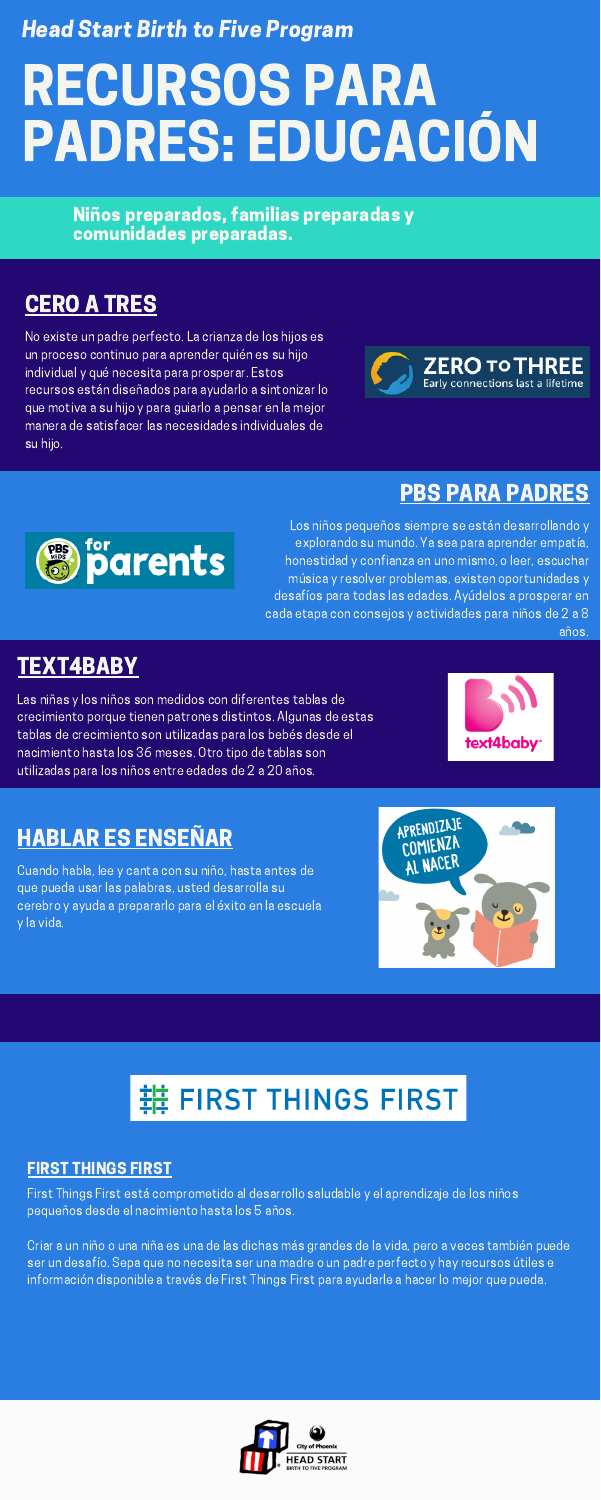*Head Start Birth to Five Program*

# RECURSOS PARA PADRES: EDUCACIÓN

**Niños preparados, familias preparadas y comunidades preparadas.**

## CERO A TRES

No existe un padre perfecto. La crianza de los hijos es un proceso continuo para aprender quién es su hijo individual y qué necesita para prosperar. Estos recursos están diseñados para ayudarlo a sintonizar lo que motiva a su hijo y para guiarlo a pensar en la mejor manera de satisfacer las necesidades individuales de su hijo.

ZERO TO THREE
Early connections last a lifetime

## PBS PARA PADRES

for parents

Los niños pequeños siempre se están desarrollando y explorando su mundo. Ya sea para aprender empatía, honestidad y confianza en uno mismo, o leer, escuchar música y resolver problemas, existen oportunidades y desafíos para todas las edades. Ayúdelos a prosperar en cada etapa con consejos y actividades para niños de 2 a 8 años.

## TEXT4BABY

Las niñas y los niños son medidos con diferentes tablas de crecimiento porque tienen patrones distintos. Algunas de estas tablas de crecimiento son utilizadas para los bebés desde el nacimiento hasta los 36 meses. Otro tipo de tablas son utilizadas para los niños entre edades de 2 a 20 años.

text4baby

## HABLAR ES ENSEÑAR

Cuando habla, lee y canta con su niño, hasta antes de que pueda usar las palabras, usted desarrolla su cerebro y ayuda a prepararlo para el éxito en la escuela y la vida.

APRENDIZAJE COMIENZA AL NACER

FIRST THINGS FIRST

### FIRST THINGS FIRST

First Things First está comprometido al desarrollo saludable y el aprendizaje de los niños pequeños desde el nacimiento hasta los 5 años.

Criar a un niño o una niña es una de las dichas más grandes de la vida, pero a veces también puede ser un desafío. Sepa que no necesita ser una madre o un padre perfecto y hay recursos útiles e información disponible a través de First Things First para ayudarle a hacer lo mejor que pueda.

City of Phoenix
HEAD START
BIRTH TO FIVE PROGRAM